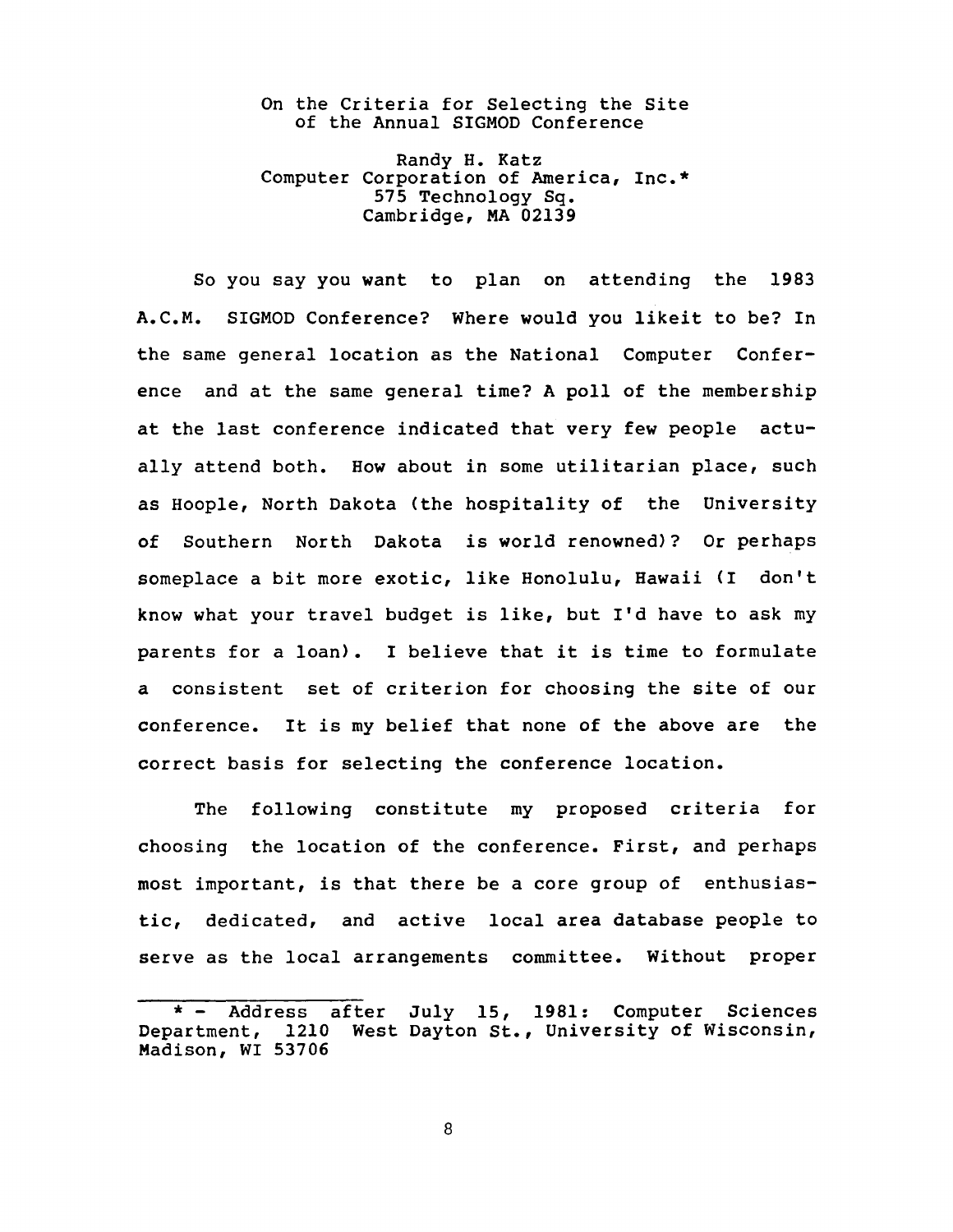# On the Criteria for Selecting the Site of the Annual SIGMOD Conference

Randy H. Katz
Computer Corporation of America, Inc.*
575 Technology Sq.
Cambridge, MA 02139

So you say you want to plan on attending the 1983 A.C.M. SIGMOD Conference? Where would you likeit to be? In the same general location as the National Computer Conference and at the same general time? A poll of the membership at the last conference indicated that very few people actually attend both. How about in some utilitarian place, such as Hoople, North Dakota (the hospitality of the University of Southern North Dakota is world renowned)? Or perhaps someplace a bit more exotic, like Honolulu, Hawaii (I don't know what your travel budget is like, but I'd have to ask my parents for a loan). I believe that it is time to formulate a consistent set of criterion for choosing the site of our conference. It is my belief that none of the above are the correct basis for selecting the conference location.

The following constitute my proposed criteria for choosing the location of the conference. First, and perhaps most important, is that there be a core group of enthusiastic, dedicated, and active local area database people to serve as the local arrangements committee. Without proper

---

* - Address after July 15, 1981: Computer Sciences Department, 1210 West Dayton St., University of Wisconsin, Madison, WI 53706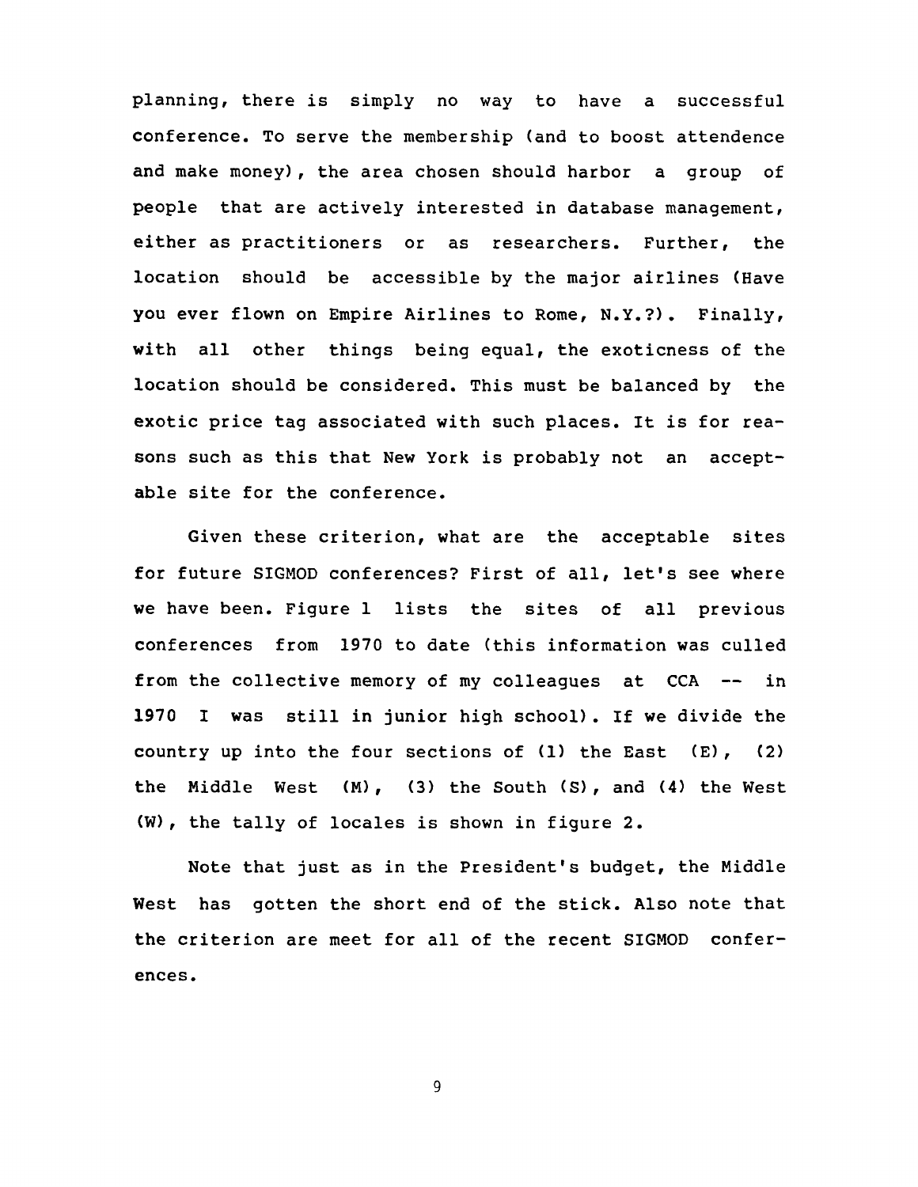planning, there is simply no way to have a successful conference. To serve the membership (and to boost attendence and make money), the area chosen should harbor a group of people that are actively interested in database management, either as practitioners or as researchers. Further, the location should be accessible by the major airlines (Have you ever flown on Empire Airlines to Rome, N.Y.?). Finally, with all other things being equal, the exoticness of the location should be considered. This must be balanced by the exotic price tag associated with such places. It is for reasons such as this that New York is probably not an acceptable site for the conference.

Given these criterion, what are the acceptable sites for future SIGMOD conferences? First of all, let's see where we have been. Figure 1 lists the sites of all previous conferences from 1970 to date (this information was culled from the collective memory of my colleagues at CCA -- in 1970 I was still in junior high school). If we divide the country up into the four sections of (1) the East (E), (2) the Middle West (M), (3) the South (S), and (4) the West (W), the tally of locales is shown in figure 2.

Note that just as in the President's budget, the Middle West has gotten the short end of the stick. Also note that the criterion are meet for all of the recent SIGMOD conferences.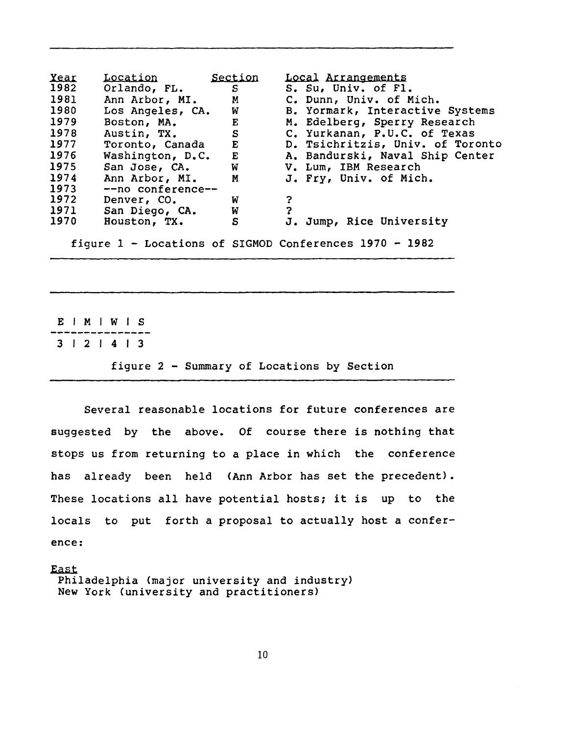| Year | Location | Section | Local Arrangements |
|---|---|---|---|
| 1982 | Orlando, FL. | S | S. Su, Univ. of Fl. |
| 1981 | Ann Arbor, MI. | M | C. Dunn, Univ. of Mich. |
| 1980 | Los Angeles, CA. | W | B. Yormark, Interactive Systems |
| 1979 | Boston, MA. | E | M. Edelberg, Sperry Research |
| 1978 | Austin, TX. | S | C. Yurkanan, P.U.C. of Texas |
| 1977 | Toronto, Canada | E | D. Tsichritzis, Univ. of Toronto |
| 1976 | Washington, D.C. | E | A. Bandurski, Naval Ship Center |
| 1975 | San Jose, CA. | W | V. Lum, IBM Research |
| 1974 | Ann Arbor, MI. | M | J. Fry, Univ. of Mich. |
| 1973 | --no conference-- | | |
| 1972 | Denver, CO. | W | ? |
| 1971 | San Diego, CA. | W | ? |
| 1970 | Houston, TX. | S | J. Jump, Rice University |

figure 1 - Locations of SIGMOD Conferences 1970 - 1982

| E | M | W | S |
|---|---|---|---|
| 3 | 2 | 4 | 3 |

figure 2 - Summary of Locations by Section

Several reasonable locations for future conferences are suggested by the above. Of course there is nothing that stops us from returning to a place in which the conference has already been held (Ann Arbor has set the precedent). These locations all have potential hosts; it is up to the locals to put forth a proposal to actually host a conference:

East

Philadelphia (major university and industry)
New York (university and practitioners)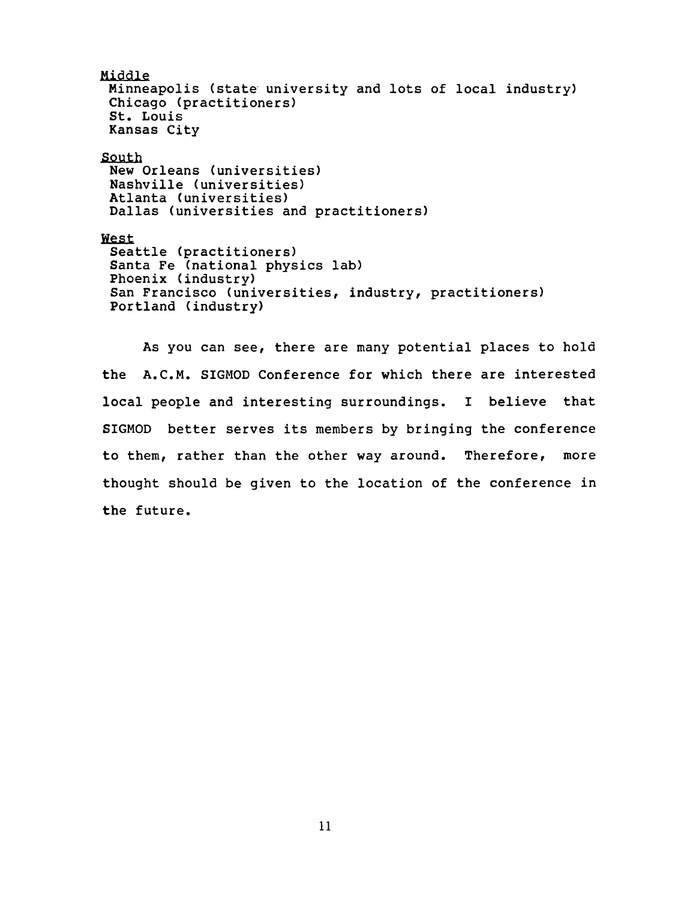<u>Middle</u>

Minneapolis (state university and lots of local industry)
Chicago (practitioners)
St. Louis
Kansas City

<u>South</u>

New Orleans (universities)
Nashville (universities)
Atlanta (universities)
Dallas (universities and practitioners)

<u>West</u>

Seattle (practitioners)
Santa Fe (national physics lab)
Phoenix (industry)
San Francisco (universities, industry, practitioners)
Portland (industry)

As you can see, there are many potential places to hold the A.C.M. SIGMOD Conference for which there are interested local people and interesting surroundings. I believe that SIGMOD better serves its members by bringing the conference to them, rather than the other way around. Therefore, more thought should be given to the location of the conference in the future.